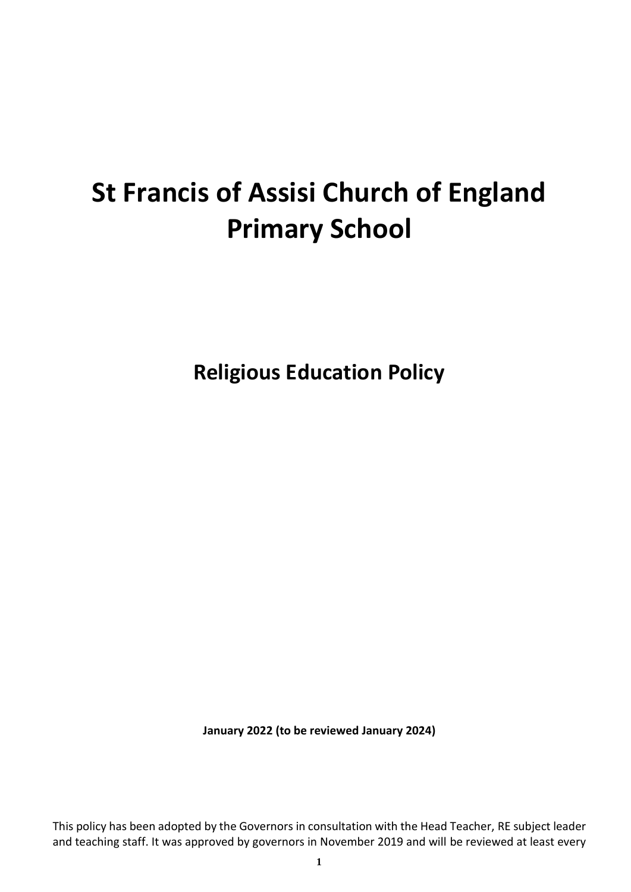# St Francis of Assisi Church of England Primary School

## Religious Education Policy

**January 2022 (to be reviewed January 2024)**

This policy has been adopted by the Governors in consultation with the Head Teacher, RE subject leader and teaching staff. It was approved by governors in November 2019 and will be reviewed at least every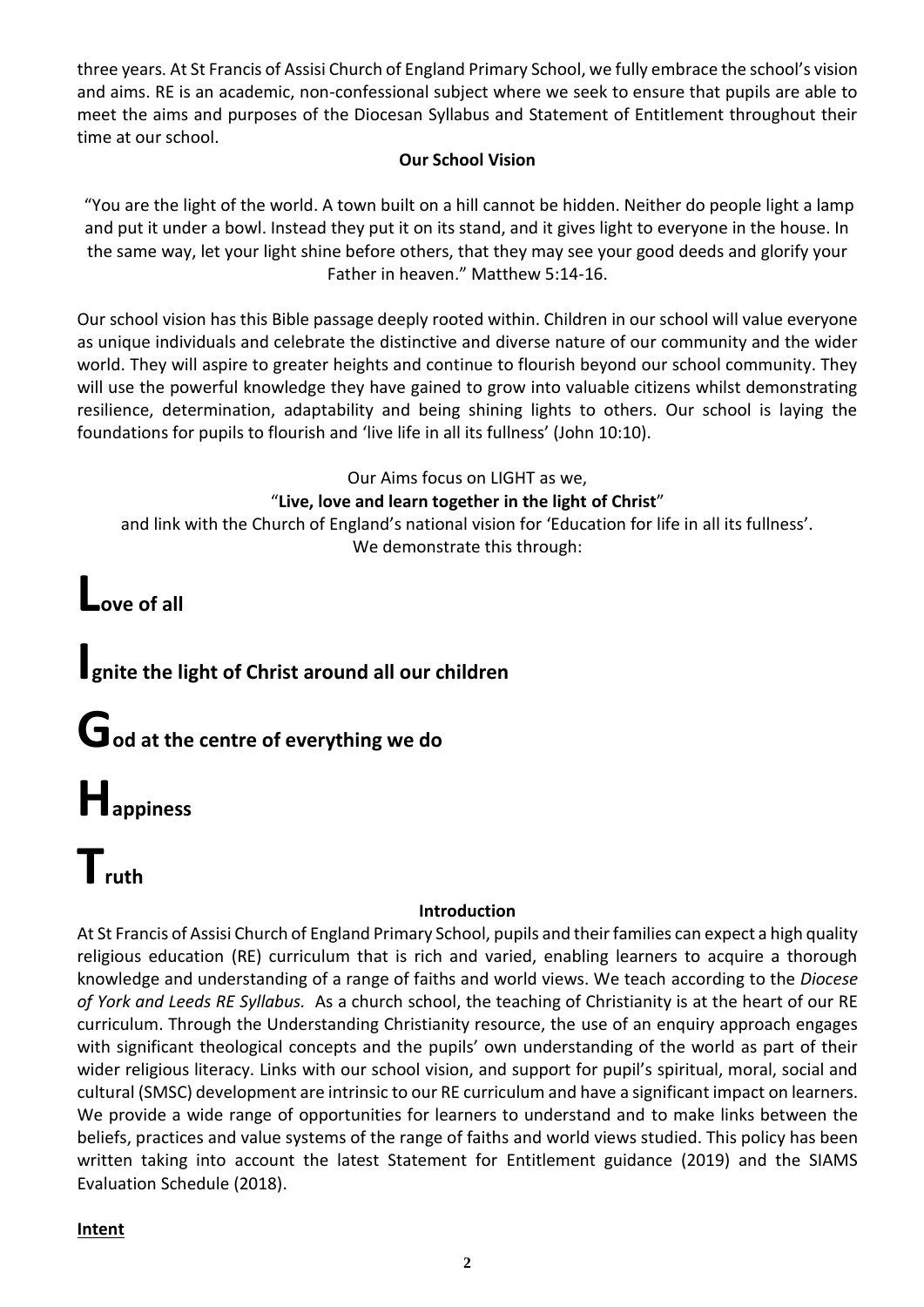three years. At St Francis of Assisi Church of England Primary School, we fully embrace the school's vision and aims. RE is an academic, non-confessional subject where we seek to ensure that pupils are able to meet the aims and purposes of the Diocesan Syllabus and Statement of Entitlement throughout their time at our school.

**Our School Vision**

"You are the light of the world. A town built on a hill cannot be hidden. Neither do people light a lamp and put it under a bowl. Instead they put it on its stand, and it gives light to everyone in the house. In the same way, let your light shine before others, that they may see your good deeds and glorify your Father in heaven." Matthew 5:14-16.

Our school vision has this Bible passage deeply rooted within. Children in our school will value everyone as unique individuals and celebrate the distinctive and diverse nature of our community and the wider world. They will aspire to greater heights and continue to flourish beyond our school community. They will use the powerful knowledge they have gained to grow into valuable citizens whilst demonstrating resilience, determination, adaptability and being shining lights to others. Our school is laying the foundations for pupils to flourish and 'live life in all its fullness' (John 10:10).

Our Aims focus on LIGHT as we,

"**Live, love and learn together in the light of Christ**"

and link with the Church of England's national vision for 'Education for life in all its fullness'.

We demonstrate this through:

**Love of all**

**Ignite the light of Christ around all our children**

**God at the centre of everything we do**

**Happiness**

**Truth**

**Introduction**

At St Francis of Assisi Church of England Primary School, pupils and their families can expect a high quality religious education (RE) curriculum that is rich and varied, enabling learners to acquire a thorough knowledge and understanding of a range of faiths and world views. We teach according to the *Diocese of York and Leeds RE Syllabus.* As a church school, the teaching of Christianity is at the heart of our RE curriculum. Through the Understanding Christianity resource, the use of an enquiry approach engages with significant theological concepts and the pupils' own understanding of the world as part of their wider religious literacy. Links with our school vision, and support for pupil's spiritual, moral, social and cultural (SMSC) development are intrinsic to our RE curriculum and have a significant impact on learners. We provide a wide range of opportunities for learners to understand and to make links between the beliefs, practices and value systems of the range of faiths and world views studied. This policy has been written taking into account the latest Statement for Entitlement guidance (2019) and the SIAMS Evaluation Schedule (2018).

**Intent**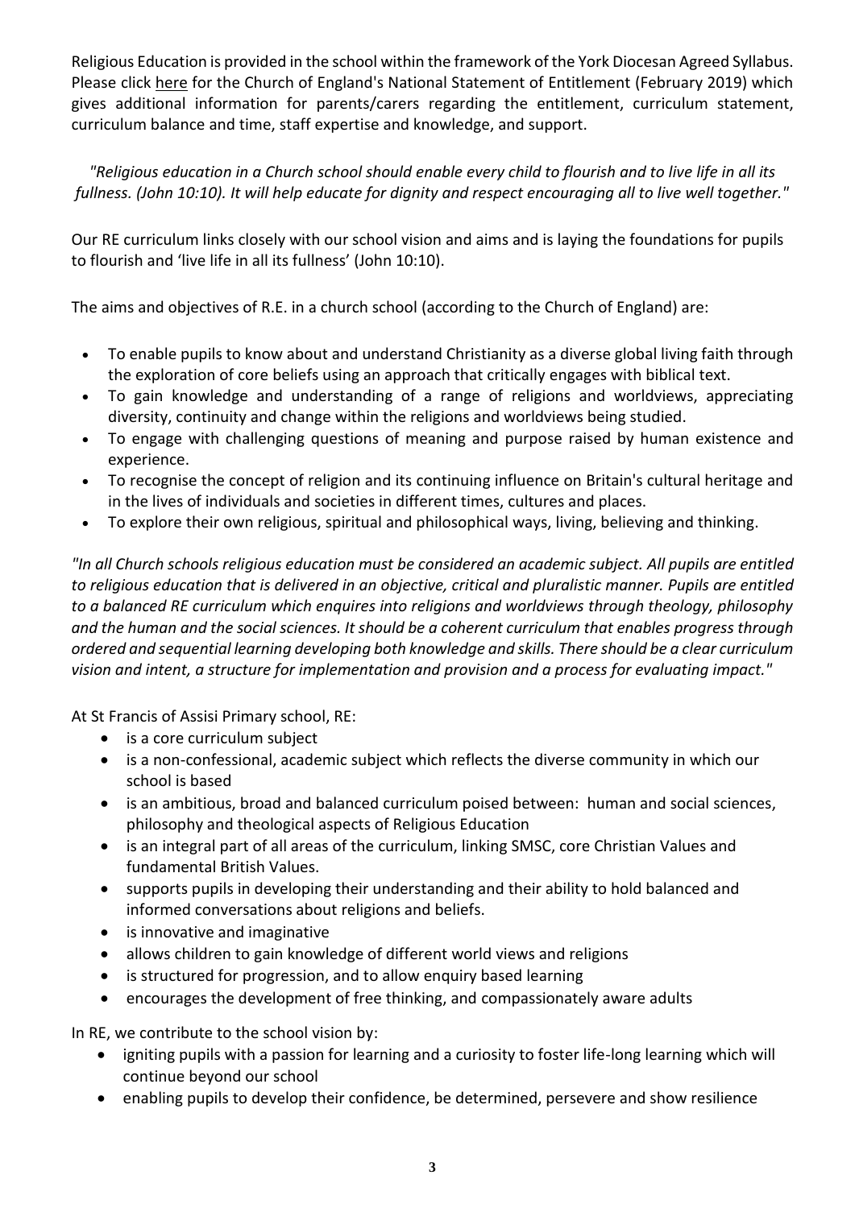Religious Education is provided in the school within the framework of the York Diocesan Agreed Syllabus. Please click here for the Church of England's National Statement of Entitlement (February 2019) which gives additional information for parents/carers regarding the entitlement, curriculum statement, curriculum balance and time, staff expertise and knowledge, and support.

*"Religious education in a Church school should enable every child to flourish and to live life in all its fullness. (John 10:10). It will help educate for dignity and respect encouraging all to live well together."*

Our RE curriculum links closely with our school vision and aims and is laying the foundations for pupils to flourish and 'live life in all its fullness' (John 10:10).

The aims and objectives of R.E. in a church school (according to the Church of England) are:

- To enable pupils to know about and understand Christianity as a diverse global living faith through the exploration of core beliefs using an approach that critically engages with biblical text.
- To gain knowledge and understanding of a range of religions and worldviews, appreciating diversity, continuity and change within the religions and worldviews being studied.
- To engage with challenging questions of meaning and purpose raised by human existence and experience.
- To recognise the concept of religion and its continuing influence on Britain's cultural heritage and in the lives of individuals and societies in different times, cultures and places.
- To explore their own religious, spiritual and philosophical ways, living, believing and thinking.

*"In all Church schools religious education must be considered an academic subject. All pupils are entitled to religious education that is delivered in an objective, critical and pluralistic manner. Pupils are entitled to a balanced RE curriculum which enquires into religions and worldviews through theology, philosophy and the human and the social sciences. It should be a coherent curriculum that enables progress through ordered and sequential learning developing both knowledge and skills. There should be a clear curriculum vision and intent, a structure for implementation and provision and a process for evaluating impact."*

At St Francis of Assisi Primary school, RE:

- is a core curriculum subject
- is a non-confessional, academic subject which reflects the diverse community in which our school is based
- is an ambitious, broad and balanced curriculum poised between: human and social sciences, philosophy and theological aspects of Religious Education
- is an integral part of all areas of the curriculum, linking SMSC, core Christian Values and fundamental British Values.
- supports pupils in developing their understanding and their ability to hold balanced and informed conversations about religions and beliefs.
- is innovative and imaginative
- allows children to gain knowledge of different world views and religions
- is structured for progression, and to allow enquiry based learning
- encourages the development of free thinking, and compassionately aware adults

In RE, we contribute to the school vision by:

- igniting pupils with a passion for learning and a curiosity to foster life-long learning which will continue beyond our school
- enabling pupils to develop their confidence, be determined, persevere and show resilience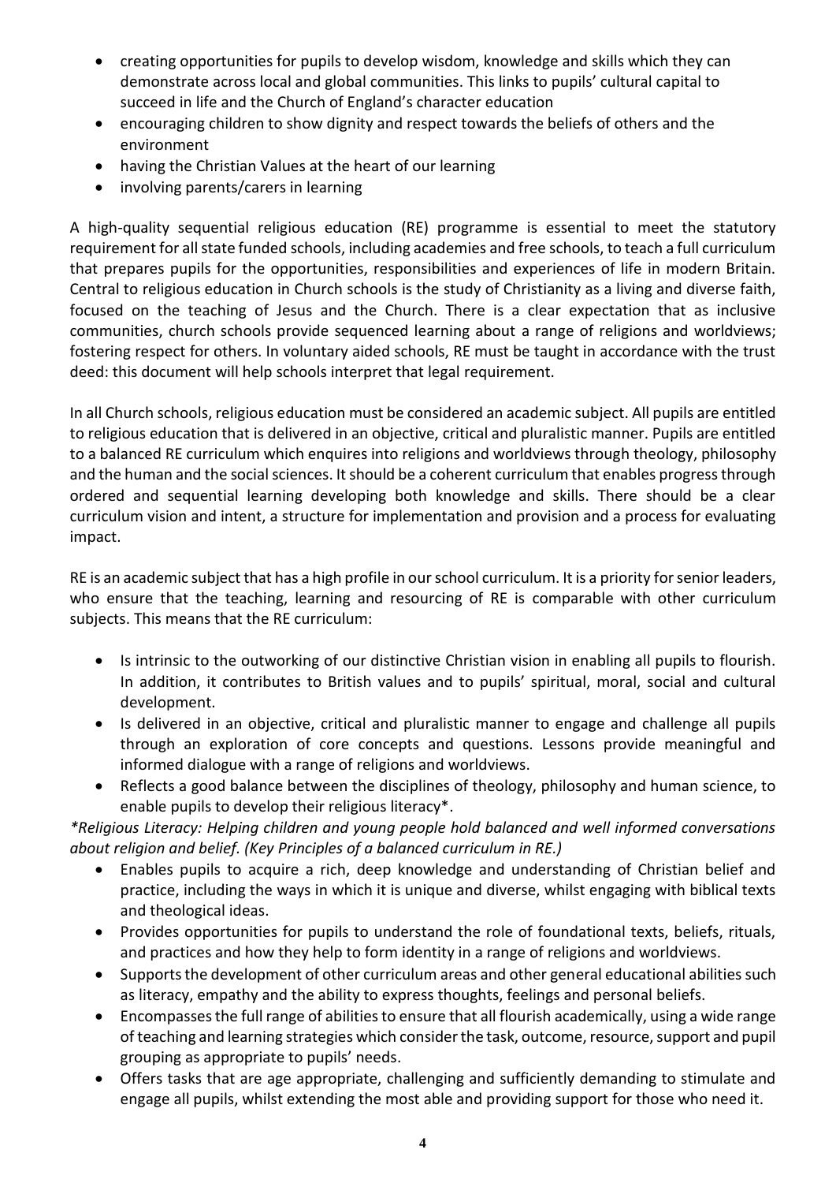- creating opportunities for pupils to develop wisdom, knowledge and skills which they can demonstrate across local and global communities. This links to pupils' cultural capital to succeed in life and the Church of England's character education
- encouraging children to show dignity and respect towards the beliefs of others and the environment
- having the Christian Values at the heart of our learning
- involving parents/carers in learning

A high-quality sequential religious education (RE) programme is essential to meet the statutory requirement for all state funded schools, including academies and free schools, to teach a full curriculum that prepares pupils for the opportunities, responsibilities and experiences of life in modern Britain. Central to religious education in Church schools is the study of Christianity as a living and diverse faith, focused on the teaching of Jesus and the Church. There is a clear expectation that as inclusive communities, church schools provide sequenced learning about a range of religions and worldviews; fostering respect for others. In voluntary aided schools, RE must be taught in accordance with the trust deed: this document will help schools interpret that legal requirement.

In all Church schools, religious education must be considered an academic subject. All pupils are entitled to religious education that is delivered in an objective, critical and pluralistic manner. Pupils are entitled to a balanced RE curriculum which enquires into religions and worldviews through theology, philosophy and the human and the social sciences. It should be a coherent curriculum that enables progress through ordered and sequential learning developing both knowledge and skills. There should be a clear curriculum vision and intent, a structure for implementation and provision and a process for evaluating impact.

RE is an academic subject that has a high profile in our school curriculum. It is a priority for senior leaders, who ensure that the teaching, learning and resourcing of RE is comparable with other curriculum subjects. This means that the RE curriculum:

- Is intrinsic to the outworking of our distinctive Christian vision in enabling all pupils to flourish. In addition, it contributes to British values and to pupils' spiritual, moral, social and cultural development.
- Is delivered in an objective, critical and pluralistic manner to engage and challenge all pupils through an exploration of core concepts and questions. Lessons provide meaningful and informed dialogue with a range of religions and worldviews.
- Reflects a good balance between the disciplines of theology, philosophy and human science, to enable pupils to develop their religious literacy*.

*\*Religious Literacy: Helping children and young people hold balanced and well informed conversations about religion and belief. (Key Principles of a balanced curriculum in RE.)*

- Enables pupils to acquire a rich, deep knowledge and understanding of Christian belief and practice, including the ways in which it is unique and diverse, whilst engaging with biblical texts and theological ideas.
- Provides opportunities for pupils to understand the role of foundational texts, beliefs, rituals, and practices and how they help to form identity in a range of religions and worldviews.
- Supports the development of other curriculum areas and other general educational abilities such as literacy, empathy and the ability to express thoughts, feelings and personal beliefs.
- Encompasses the full range of abilities to ensure that all flourish academically, using a wide range of teaching and learning strategies which consider the task, outcome, resource, support and pupil grouping as appropriate to pupils' needs.
- Offers tasks that are age appropriate, challenging and sufficiently demanding to stimulate and engage all pupils, whilst extending the most able and providing support for those who need it.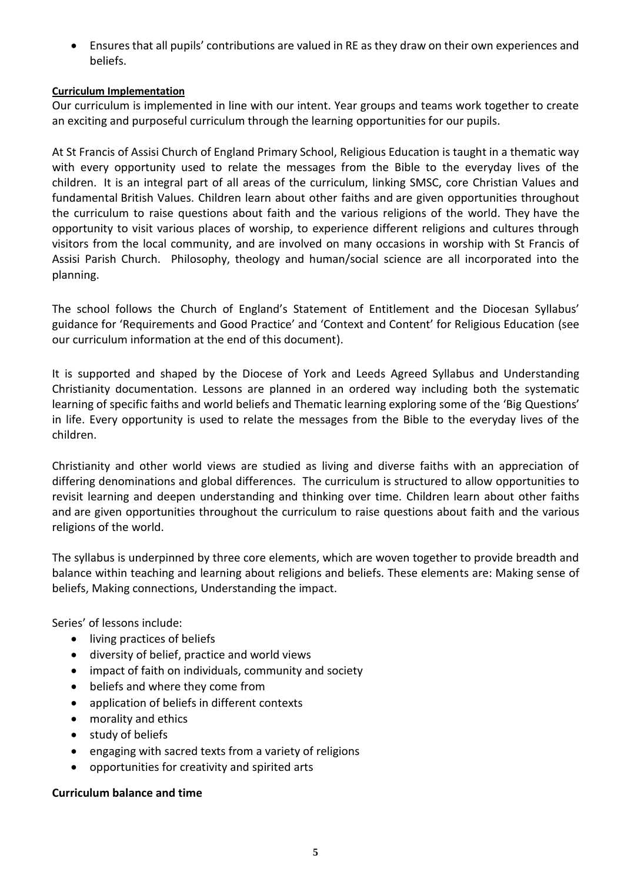- Ensures that all pupils' contributions are valued in RE as they draw on their own experiences and beliefs.

**Curriculum Implementation**

Our curriculum is implemented in line with our intent. Year groups and teams work together to create an exciting and purposeful curriculum through the learning opportunities for our pupils.

At St Francis of Assisi Church of England Primary School, Religious Education is taught in a thematic way with every opportunity used to relate the messages from the Bible to the everyday lives of the children. It is an integral part of all areas of the curriculum, linking SMSC, core Christian Values and fundamental British Values. Children learn about other faiths and are given opportunities throughout the curriculum to raise questions about faith and the various religions of the world. They have the opportunity to visit various places of worship, to experience different religions and cultures through visitors from the local community, and are involved on many occasions in worship with St Francis of Assisi Parish Church. Philosophy, theology and human/social science are all incorporated into the planning.

The school follows the Church of England's Statement of Entitlement and the Diocesan Syllabus' guidance for 'Requirements and Good Practice' and 'Context and Content' for Religious Education (see our curriculum information at the end of this document).

It is supported and shaped by the Diocese of York and Leeds Agreed Syllabus and Understanding Christianity documentation. Lessons are planned in an ordered way including both the systematic learning of specific faiths and world beliefs and Thematic learning exploring some of the 'Big Questions' in life. Every opportunity is used to relate the messages from the Bible to the everyday lives of the children.

Christianity and other world views are studied as living and diverse faiths with an appreciation of differing denominations and global differences. The curriculum is structured to allow opportunities to revisit learning and deepen understanding and thinking over time. Children learn about other faiths and are given opportunities throughout the curriculum to raise questions about faith and the various religions of the world.

The syllabus is underpinned by three core elements, which are woven together to provide breadth and balance within teaching and learning about religions and beliefs. These elements are: Making sense of beliefs, Making connections, Understanding the impact.

Series' of lessons include:

- living practices of beliefs
- diversity of belief, practice and world views
- impact of faith on individuals, community and society
- beliefs and where they come from
- application of beliefs in different contexts
- morality and ethics
- study of beliefs
- engaging with sacred texts from a variety of religions
- opportunities for creativity and spirited arts

**Curriculum balance and time**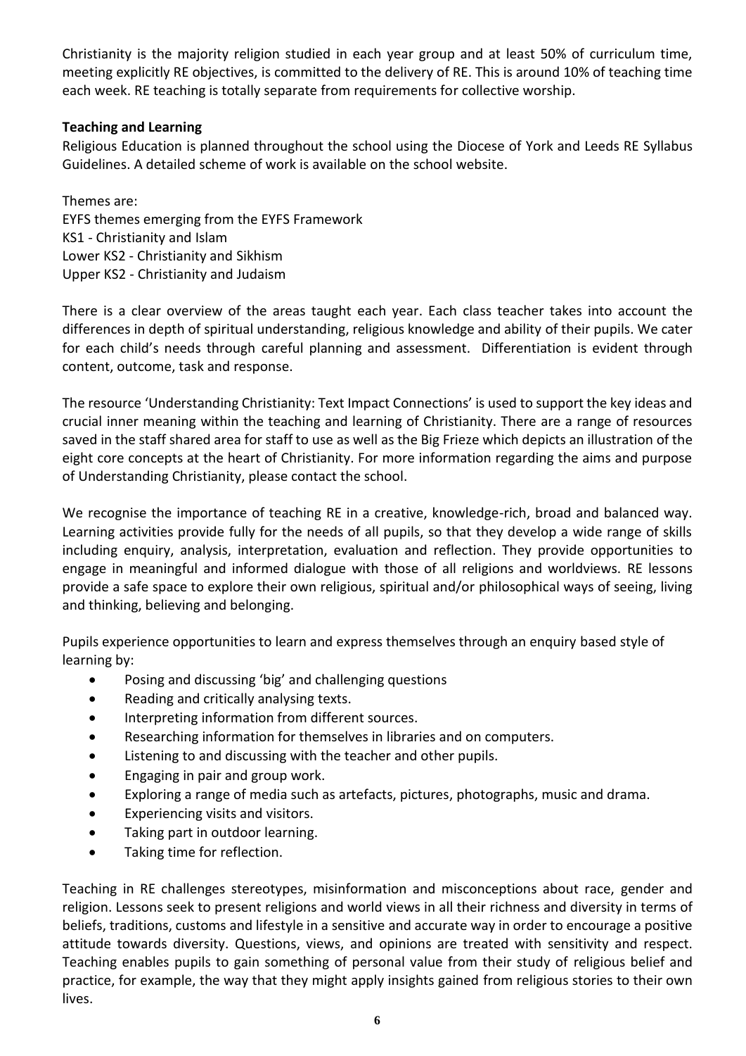Christianity is the majority religion studied in each year group and at least 50% of curriculum time, meeting explicitly RE objectives, is committed to the delivery of RE. This is around 10% of teaching time each week. RE teaching is totally separate from requirements for collective worship.

**Teaching and Learning**

Religious Education is planned throughout the school using the Diocese of York and Leeds RE Syllabus Guidelines. A detailed scheme of work is available on the school website.

Themes are:
EYFS themes emerging from the EYFS Framework
KS1 - Christianity and Islam
Lower KS2 - Christianity and Sikhism
Upper KS2 - Christianity and Judaism

There is a clear overview of the areas taught each year. Each class teacher takes into account the differences in depth of spiritual understanding, religious knowledge and ability of their pupils. We cater for each child's needs through careful planning and assessment. Differentiation is evident through content, outcome, task and response.

The resource 'Understanding Christianity: Text Impact Connections' is used to support the key ideas and crucial inner meaning within the teaching and learning of Christianity. There are a range of resources saved in the staff shared area for staff to use as well as the Big Frieze which depicts an illustration of the eight core concepts at the heart of Christianity. For more information regarding the aims and purpose of Understanding Christianity, please contact the school.

We recognise the importance of teaching RE in a creative, knowledge-rich, broad and balanced way. Learning activities provide fully for the needs of all pupils, so that they develop a wide range of skills including enquiry, analysis, interpretation, evaluation and reflection. They provide opportunities to engage in meaningful and informed dialogue with those of all religions and worldviews. RE lessons provide a safe space to explore their own religious, spiritual and/or philosophical ways of seeing, living and thinking, believing and belonging.

Pupils experience opportunities to learn and express themselves through an enquiry based style of learning by:

- Posing and discussing 'big' and challenging questions
- Reading and critically analysing texts.
- Interpreting information from different sources.
- Researching information for themselves in libraries and on computers.
- Listening to and discussing with the teacher and other pupils.
- Engaging in pair and group work.
- Exploring a range of media such as artefacts, pictures, photographs, music and drama.
- Experiencing visits and visitors.
- Taking part in outdoor learning.
- Taking time for reflection.

Teaching in RE challenges stereotypes, misinformation and misconceptions about race, gender and religion. Lessons seek to present religions and world views in all their richness and diversity in terms of beliefs, traditions, customs and lifestyle in a sensitive and accurate way in order to encourage a positive attitude towards diversity. Questions, views, and opinions are treated with sensitivity and respect. Teaching enables pupils to gain something of personal value from their study of religious belief and practice, for example, the way that they might apply insights gained from religious stories to their own lives.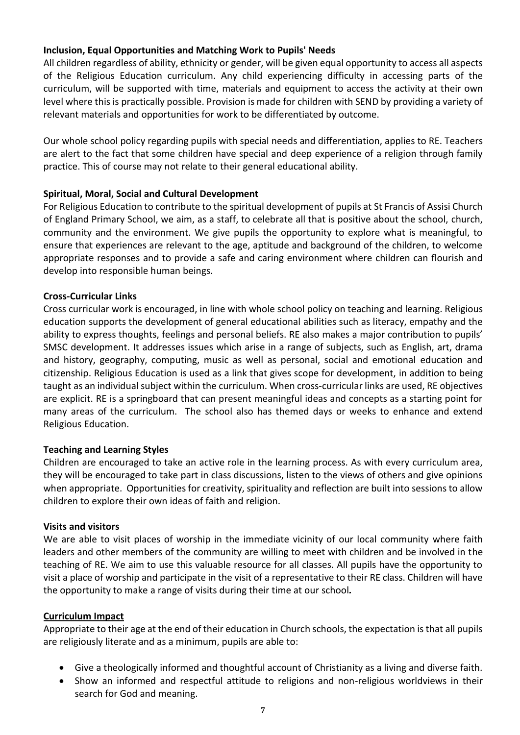**Inclusion, Equal Opportunities and Matching Work to Pupils' Needs**

All children regardless of ability, ethnicity or gender, will be given equal opportunity to access all aspects of the Religious Education curriculum. Any child experiencing difficulty in accessing parts of the curriculum, will be supported with time, materials and equipment to access the activity at their own level where this is practically possible. Provision is made for children with SEND by providing a variety of relevant materials and opportunities for work to be differentiated by outcome.

Our whole school policy regarding pupils with special needs and differentiation, applies to RE. Teachers are alert to the fact that some children have special and deep experience of a religion through family practice. This of course may not relate to their general educational ability.

**Spiritual, Moral, Social and Cultural Development**

For Religious Education to contribute to the spiritual development of pupils at St Francis of Assisi Church of England Primary School, we aim, as a staff, to celebrate all that is positive about the school, church, community and the environment. We give pupils the opportunity to explore what is meaningful, to ensure that experiences are relevant to the age, aptitude and background of the children, to welcome appropriate responses and to provide a safe and caring environment where children can flourish and develop into responsible human beings.

**Cross-Curricular Links**

Cross curricular work is encouraged, in line with whole school policy on teaching and learning. Religious education supports the development of general educational abilities such as literacy, empathy and the ability to express thoughts, feelings and personal beliefs. RE also makes a major contribution to pupils' SMSC development. It addresses issues which arise in a range of subjects, such as English, art, drama and history, geography, computing, music as well as personal, social and emotional education and citizenship. Religious Education is used as a link that gives scope for development, in addition to being taught as an individual subject within the curriculum. When cross-curricular links are used, RE objectives are explicit. RE is a springboard that can present meaningful ideas and concepts as a starting point for many areas of the curriculum. The school also has themed days or weeks to enhance and extend Religious Education.

**Teaching and Learning Styles**

Children are encouraged to take an active role in the learning process. As with every curriculum area, they will be encouraged to take part in class discussions, listen to the views of others and give opinions when appropriate. Opportunities for creativity, spirituality and reflection are built into sessions to allow children to explore their own ideas of faith and religion.

**Visits and visitors**

We are able to visit places of worship in the immediate vicinity of our local community where faith leaders and other members of the community are willing to meet with children and be involved in the teaching of RE. We aim to use this valuable resource for all classes. All pupils have the opportunity to visit a place of worship and participate in the visit of a representative to their RE class. Children will have the opportunity to make a range of visits during their time at our school*.*

**Curriculum Impact**

Appropriate to their age at the end of their education in Church schools, the expectation is that all pupils are religiously literate and as a minimum, pupils are able to:

- Give a theologically informed and thoughtful account of Christianity as a living and diverse faith.
- Show an informed and respectful attitude to religions and non-religious worldviews in their search for God and meaning.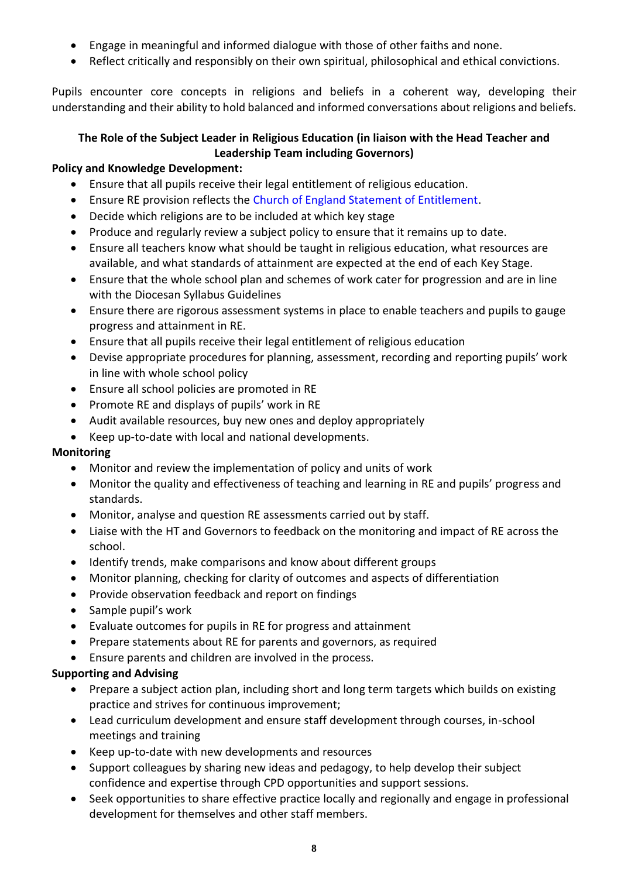- Engage in meaningful and informed dialogue with those of other faiths and none.
- Reflect critically and responsibly on their own spiritual, philosophical and ethical convictions.

Pupils encounter core concepts in religions and beliefs in a coherent way, developing their understanding and their ability to hold balanced and informed conversations about religions and beliefs.

**The Role of the Subject Leader in Religious Education (in liaison with the Head Teacher and Leadership Team including Governors)**

**Policy and Knowledge Development:**

- Ensure that all pupils receive their legal entitlement of religious education.
- Ensure RE provision reflects the Church of England Statement of Entitlement.
- Decide which religions are to be included at which key stage
- Produce and regularly review a subject policy to ensure that it remains up to date.
- Ensure all teachers know what should be taught in religious education, what resources are available, and what standards of attainment are expected at the end of each Key Stage.
- Ensure that the whole school plan and schemes of work cater for progression and are in line with the Diocesan Syllabus Guidelines
- Ensure there are rigorous assessment systems in place to enable teachers and pupils to gauge progress and attainment in RE.
- Ensure that all pupils receive their legal entitlement of religious education
- Devise appropriate procedures for planning, assessment, recording and reporting pupils' work in line with whole school policy
- Ensure all school policies are promoted in RE
- Promote RE and displays of pupils' work in RE
- Audit available resources, buy new ones and deploy appropriately
- Keep up-to-date with local and national developments.

**Monitoring**

- Monitor and review the implementation of policy and units of work
- Monitor the quality and effectiveness of teaching and learning in RE and pupils' progress and standards.
- Monitor, analyse and question RE assessments carried out by staff.
- Liaise with the HT and Governors to feedback on the monitoring and impact of RE across the school.
- Identify trends, make comparisons and know about different groups
- Monitor planning, checking for clarity of outcomes and aspects of differentiation
- Provide observation feedback and report on findings
- Sample pupil's work
- Evaluate outcomes for pupils in RE for progress and attainment
- Prepare statements about RE for parents and governors, as required
- Ensure parents and children are involved in the process.

**Supporting and Advising**

- Prepare a subject action plan, including short and long term targets which builds on existing practice and strives for continuous improvement;
- Lead curriculum development and ensure staff development through courses, in-school meetings and training
- Keep up-to-date with new developments and resources
- Support colleagues by sharing new ideas and pedagogy, to help develop their subject confidence and expertise through CPD opportunities and support sessions.
- Seek opportunities to share effective practice locally and regionally and engage in professional development for themselves and other staff members.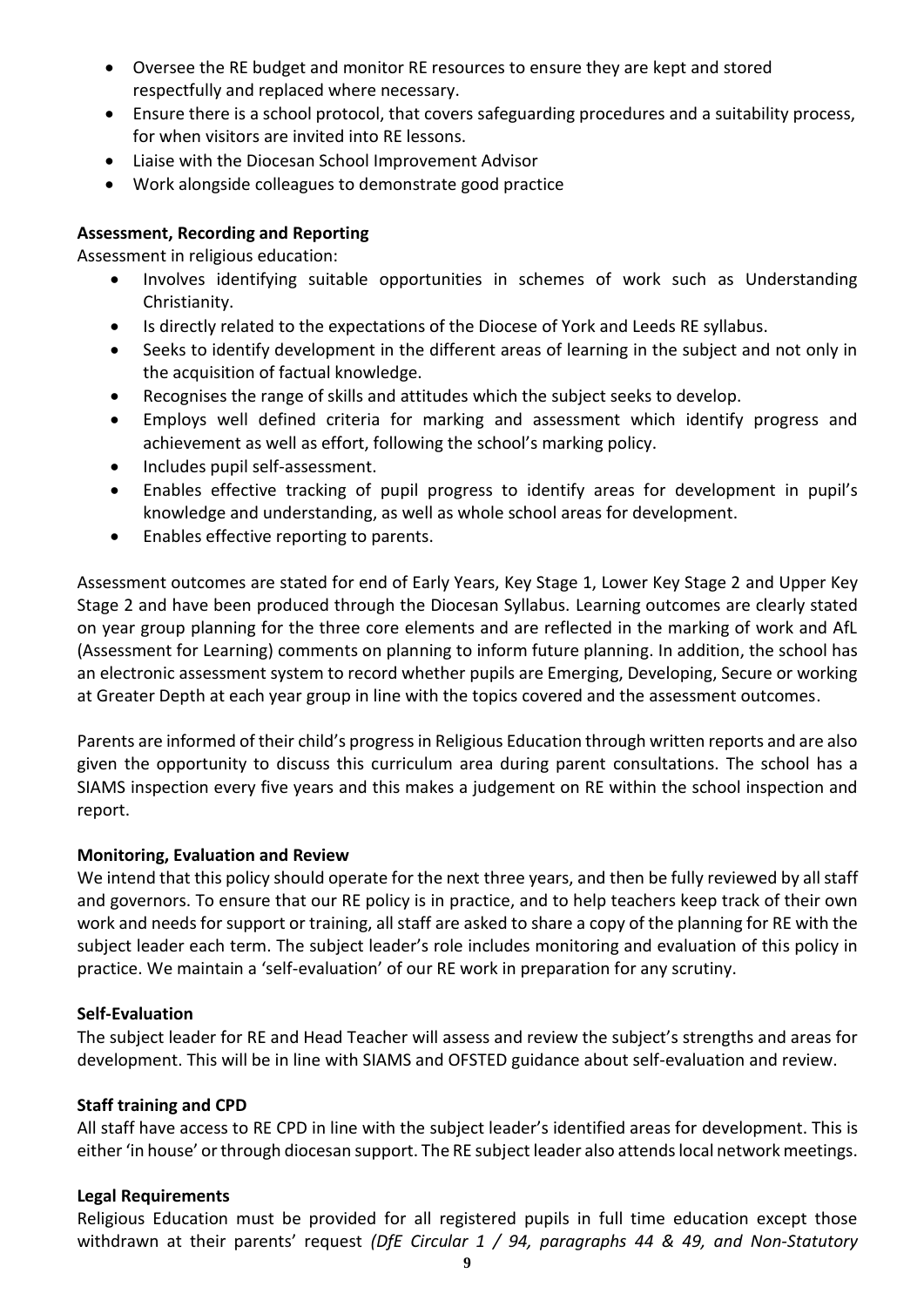- Oversee the RE budget and monitor RE resources to ensure they are kept and stored respectfully and replaced where necessary.
- Ensure there is a school protocol, that covers safeguarding procedures and a suitability process, for when visitors are invited into RE lessons.
- Liaise with the Diocesan School Improvement Advisor
- Work alongside colleagues to demonstrate good practice

**Assessment, Recording and Reporting**

Assessment in religious education:

- Involves identifying suitable opportunities in schemes of work such as Understanding Christianity.
- Is directly related to the expectations of the Diocese of York and Leeds RE syllabus.
- Seeks to identify development in the different areas of learning in the subject and not only in the acquisition of factual knowledge.
- Recognises the range of skills and attitudes which the subject seeks to develop.
- Employs well defined criteria for marking and assessment which identify progress and achievement as well as effort, following the school's marking policy.
- Includes pupil self-assessment.
- Enables effective tracking of pupil progress to identify areas for development in pupil's knowledge and understanding, as well as whole school areas for development.
- Enables effective reporting to parents.

Assessment outcomes are stated for end of Early Years, Key Stage 1, Lower Key Stage 2 and Upper Key Stage 2 and have been produced through the Diocesan Syllabus. Learning outcomes are clearly stated on year group planning for the three core elements and are reflected in the marking of work and AfL (Assessment for Learning) comments on planning to inform future planning. In addition, the school has an electronic assessment system to record whether pupils are Emerging, Developing, Secure or working at Greater Depth at each year group in line with the topics covered and the assessment outcomes.

Parents are informed of their child's progress in Religious Education through written reports and are also given the opportunity to discuss this curriculum area during parent consultations. The school has a SIAMS inspection every five years and this makes a judgement on RE within the school inspection and report.

**Monitoring, Evaluation and Review**

We intend that this policy should operate for the next three years, and then be fully reviewed by all staff and governors. To ensure that our RE policy is in practice, and to help teachers keep track of their own work and needs for support or training, all staff are asked to share a copy of the planning for RE with the subject leader each term. The subject leader's role includes monitoring and evaluation of this policy in practice. We maintain a 'self-evaluation' of our RE work in preparation for any scrutiny.

**Self-Evaluation**

The subject leader for RE and Head Teacher will assess and review the subject's strengths and areas for development. This will be in line with SIAMS and OFSTED guidance about self-evaluation and review.

**Staff training and CPD**

All staff have access to RE CPD in line with the subject leader's identified areas for development. This is either 'in house' or through diocesan support. The RE subject leader also attends local network meetings.

**Legal Requirements**

Religious Education must be provided for all registered pupils in full time education except those withdrawn at their parents' request *(DfE Circular 1 / 94, paragraphs 44 & 49, and Non-Statutory*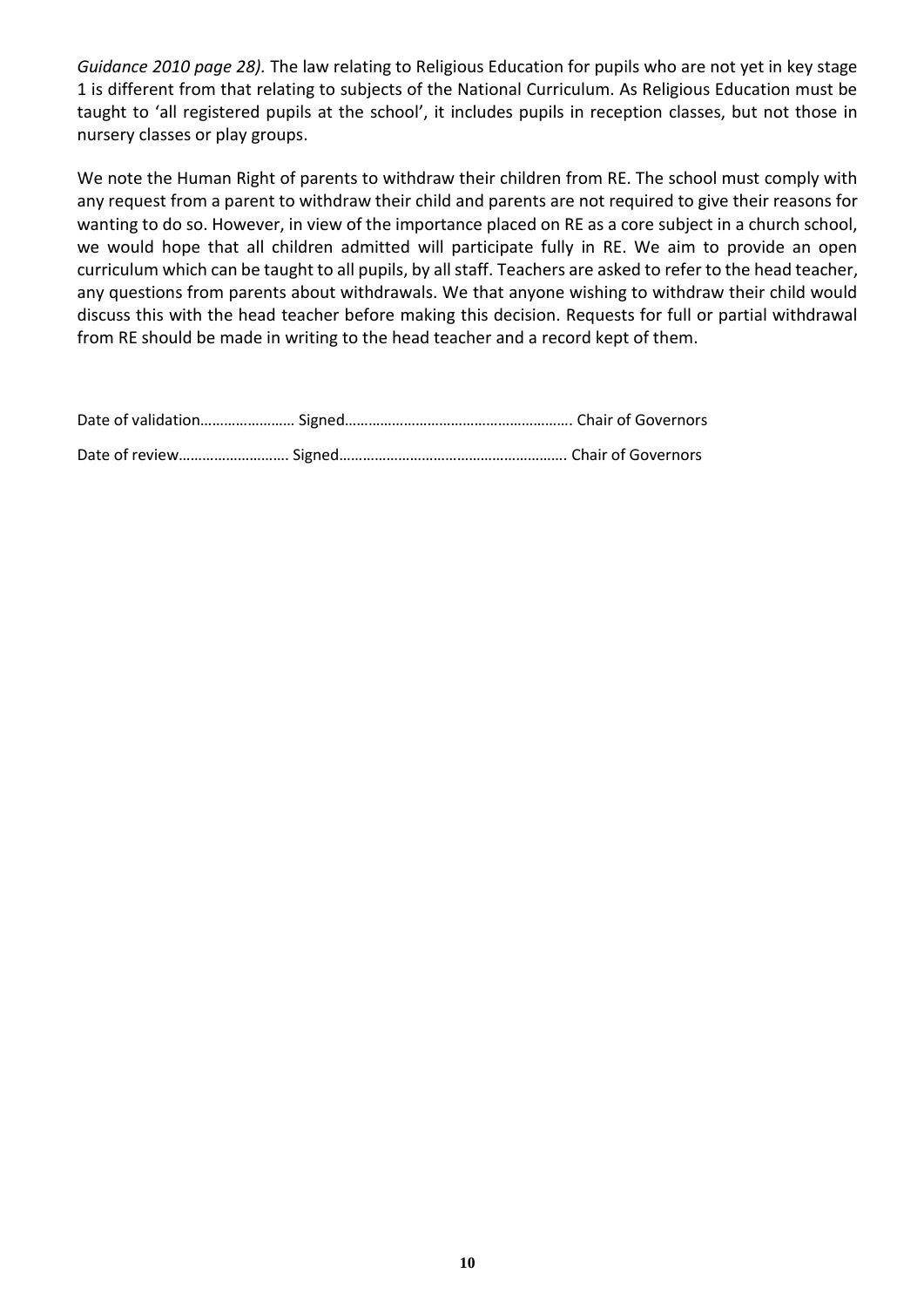*Guidance 2010 page 28).* The law relating to Religious Education for pupils who are not yet in key stage 1 is different from that relating to subjects of the National Curriculum. As Religious Education must be taught to 'all registered pupils at the school', it includes pupils in reception classes, but not those in nursery classes or play groups.

We note the Human Right of parents to withdraw their children from RE. The school must comply with any request from a parent to withdraw their child and parents are not required to give their reasons for wanting to do so. However, in view of the importance placed on RE as a core subject in a church school, we would hope that all children admitted will participate fully in RE. We aim to provide an open curriculum which can be taught to all pupils, by all staff. Teachers are asked to refer to the head teacher, any questions from parents about withdrawals. We that anyone wishing to withdraw their child would discuss this with the head teacher before making this decision. Requests for full or partial withdrawal from RE should be made in writing to the head teacher and a record kept of them.

Date of validation…………………… Signed…………………………………………………. Chair of Governors

Date of review………………………. Signed…………………………………………………. Chair of Governors